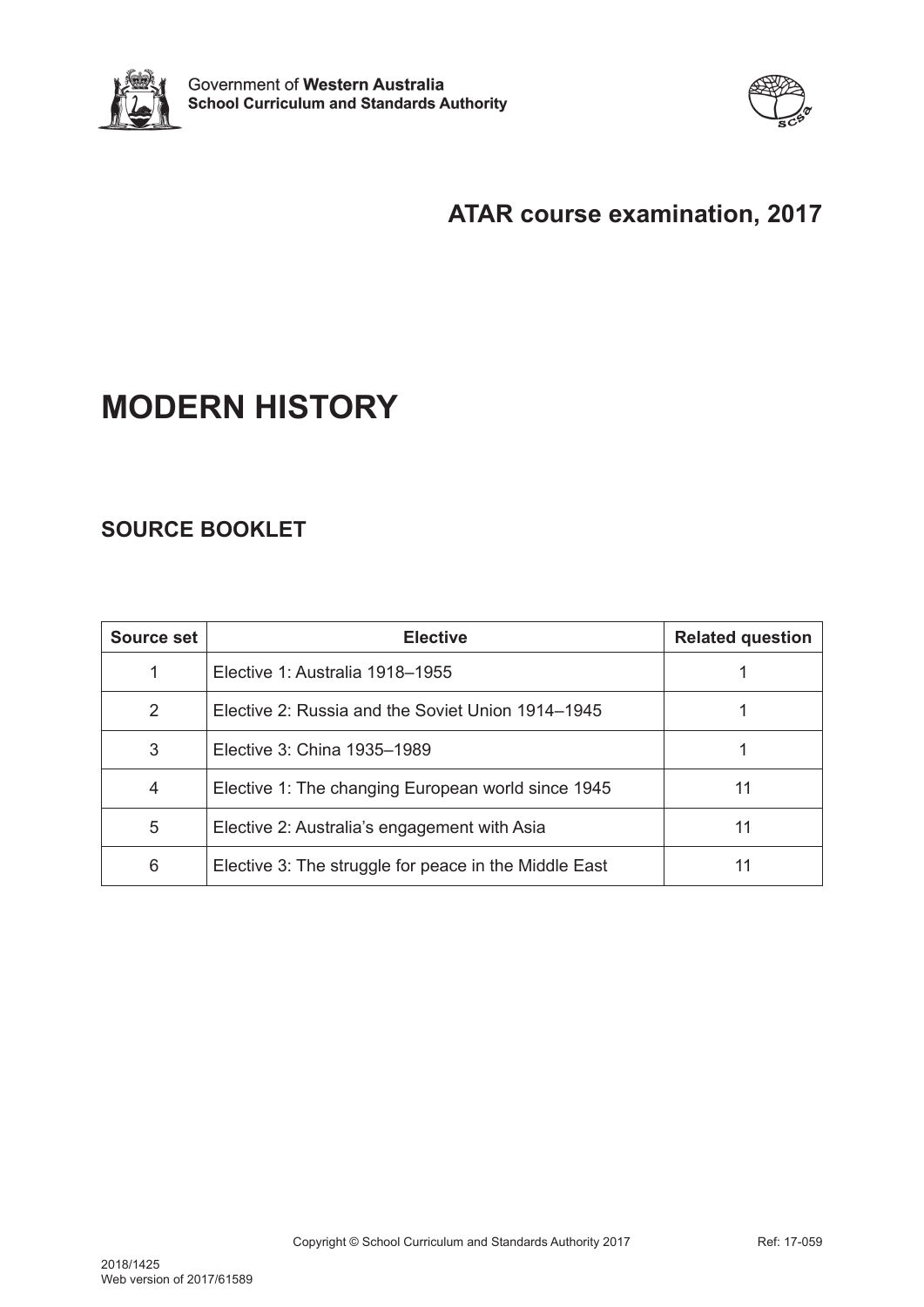Government of **Western Australia**
**School Curriculum and Standards Authority**

## ATAR course examination, 2017

# MODERN HISTORY

## SOURCE BOOKLET

| Source set | Elective | Related question |
|---|---|---|
| 1 | Elective 1: Australia 1918–1955 | 1 |
| 2 | Elective 2: Russia and the Soviet Union 1914–1945 | 1 |
| 3 | Elective 3: China 1935–1989 | 1 |
| 4 | Elective 1: The changing European world since 1945 | 11 |
| 5 | Elective 2: Australia's engagement with Asia | 11 |
| 6 | Elective 3: The struggle for peace in the Middle East | 11 |

Copyright © School Curriculum and Standards Authority 2017 Ref: 17-059

2018/1425
Web version of 2017/61589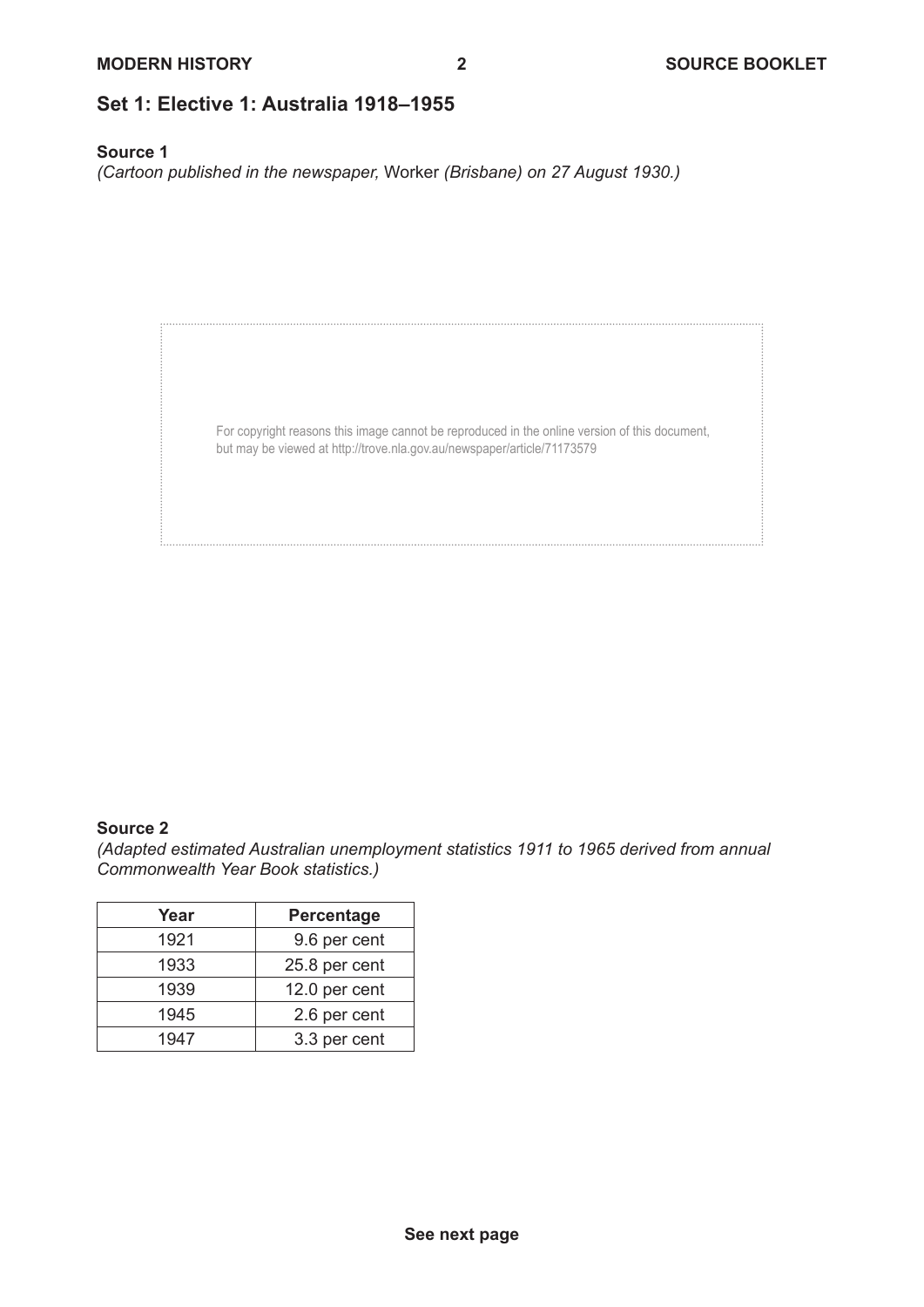## Set 1: Elective 1: Australia 1918–1955

**Source 1**

*(Cartoon published in the newspaper,* Worker *(Brisbane) on 27 August 1930.)*

For copyright reasons this image cannot be reproduced in the online version of this document, but may be viewed at http://trove.nla.gov.au/newspaper/article/71173579

**Source 2**

*(Adapted estimated Australian unemployment statistics 1911 to 1965 derived from annual Commonwealth Year Book statistics.)*

| Year | Percentage |
| --- | --- |
| 1921 | 9.6 per cent |
| 1933 | 25.8 per cent |
| 1939 | 12.0 per cent |
| 1945 | 2.6 per cent |
| 1947 | 3.3 per cent |

**See next page**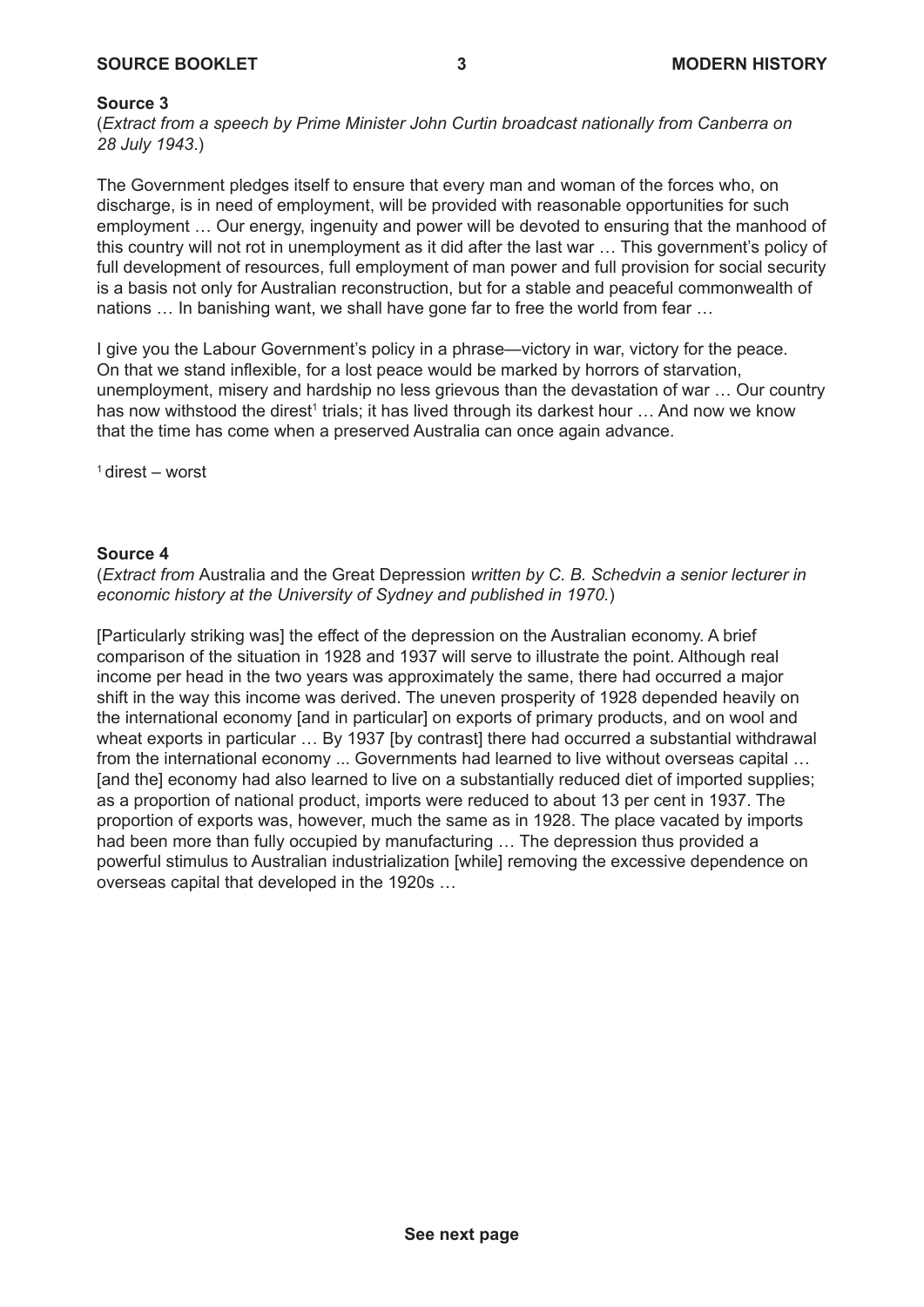**Source 3**

(*Extract from a speech by Prime Minister John Curtin broadcast nationally from Canberra on 28 July 1943*.)

The Government pledges itself to ensure that every man and woman of the forces who, on discharge, is in need of employment, will be provided with reasonable opportunities for such employment … Our energy, ingenuity and power will be devoted to ensuring that the manhood of this country will not rot in unemployment as it did after the last war … This government's policy of full development of resources, full employment of man power and full provision for social security is a basis not only for Australian reconstruction, but for a stable and peaceful commonwealth of nations … In banishing want, we shall have gone far to free the world from fear …

I give you the Labour Government's policy in a phrase—victory in war, victory for the peace. On that we stand inflexible, for a lost peace would be marked by horrors of starvation, unemployment, misery and hardship no less grievous than the devastation of war … Our country has now withstood the direst[1] trials; it has lived through its darkest hour … And now we know that the time has come when a preserved Australia can once again advance.

[1] direst – worst

**Source 4**

(*Extract from* Australia and the Great Depression *written by C. B. Schedvin a senior lecturer in economic history at the University of Sydney and published in 1970.*)

[Particularly striking was] the effect of the depression on the Australian economy. A brief comparison of the situation in 1928 and 1937 will serve to illustrate the point. Although real income per head in the two years was approximately the same, there had occurred a major shift in the way this income was derived. The uneven prosperity of 1928 depended heavily on the international economy [and in particular] on exports of primary products, and on wool and wheat exports in particular … By 1937 [by contrast] there had occurred a substantial withdrawal from the international economy ... Governments had learned to live without overseas capital … [and the] economy had also learned to live on a substantially reduced diet of imported supplies; as a proportion of national product, imports were reduced to about 13 per cent in 1937. The proportion of exports was, however, much the same as in 1928. The place vacated by imports had been more than fully occupied by manufacturing … The depression thus provided a powerful stimulus to Australian industrialization [while] removing the excessive dependence on overseas capital that developed in the 1920s …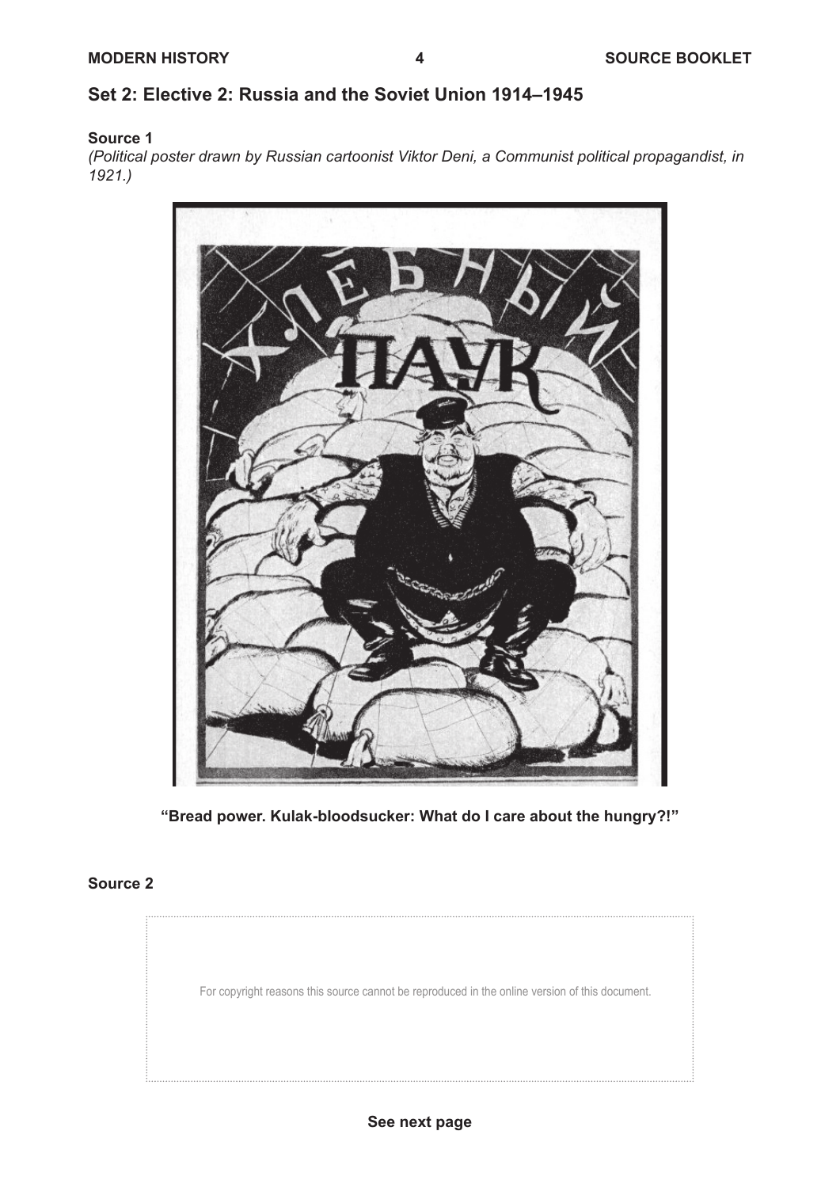## Set 2: Elective 2: Russia and the Soviet Union 1914–1945

**Source 1**

*(Political poster drawn by Russian cartoonist Viktor Deni, a Communist political propagandist, in 1921.)*

**"Bread power. Kulak-bloodsucker: What do I care about the hungry?!"**

**Source 2**

For copyright reasons this source cannot be reproduced in the online version of this document.

**See next page**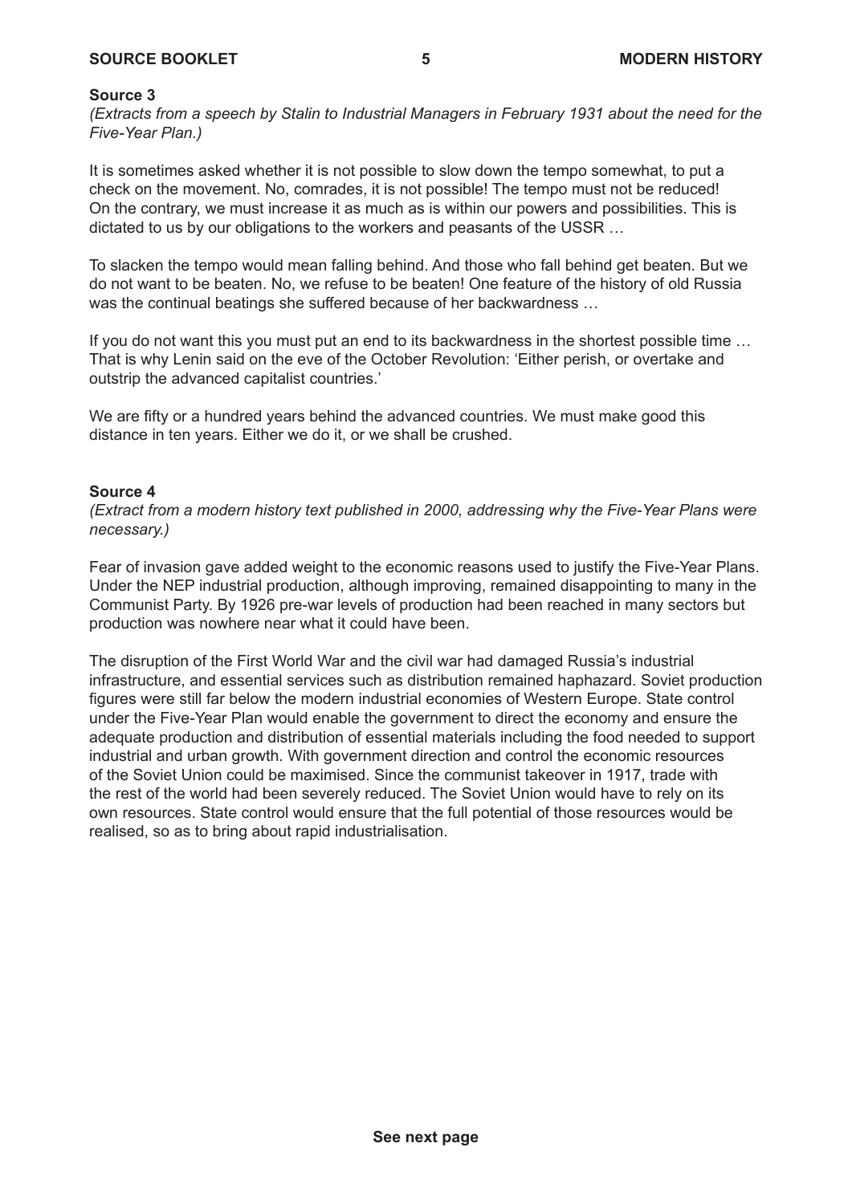**Source 3**

*(Extracts from a speech by Stalin to Industrial Managers in February 1931 about the need for the Five-Year Plan.)*

It is sometimes asked whether it is not possible to slow down the tempo somewhat, to put a check on the movement. No, comrades, it is not possible! The tempo must not be reduced! On the contrary, we must increase it as much as is within our powers and possibilities. This is dictated to us by our obligations to the workers and peasants of the USSR …

To slacken the tempo would mean falling behind. And those who fall behind get beaten. But we do not want to be beaten. No, we refuse to be beaten! One feature of the history of old Russia was the continual beatings she suffered because of her backwardness …

If you do not want this you must put an end to its backwardness in the shortest possible time … That is why Lenin said on the eve of the October Revolution: 'Either perish, or overtake and outstrip the advanced capitalist countries.'

We are fifty or a hundred years behind the advanced countries. We must make good this distance in ten years. Either we do it, or we shall be crushed.

**Source 4**

*(Extract from a modern history text published in 2000, addressing why the Five-Year Plans were necessary.)*

Fear of invasion gave added weight to the economic reasons used to justify the Five-Year Plans. Under the NEP industrial production, although improving, remained disappointing to many in the Communist Party. By 1926 pre-war levels of production had been reached in many sectors but production was nowhere near what it could have been.

The disruption of the First World War and the civil war had damaged Russia's industrial infrastructure, and essential services such as distribution remained haphazard. Soviet production figures were still far below the modern industrial economies of Western Europe. State control under the Five-Year Plan would enable the government to direct the economy and ensure the adequate production and distribution of essential materials including the food needed to support industrial and urban growth. With government direction and control the economic resources of the Soviet Union could be maximised. Since the communist takeover in 1917, trade with the rest of the world had been severely reduced. The Soviet Union would have to rely on its own resources. State control would ensure that the full potential of those resources would be realised, so as to bring about rapid industrialisation.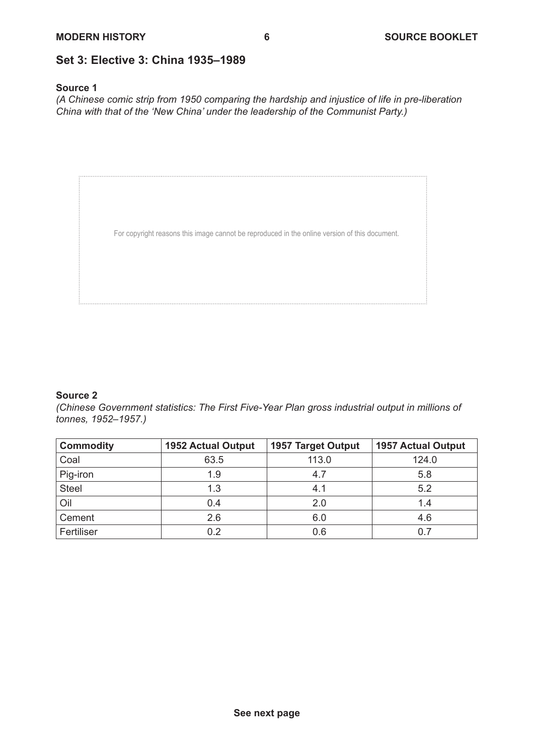## Set 3: Elective 3: China 1935–1989

**Source 1**

*(A Chinese comic strip from 1950 comparing the hardship and injustice of life in pre-liberation China with that of the 'New China' under the leadership of the Communist Party.)*

For copyright reasons this image cannot be reproduced in the online version of this document.

**Source 2**

*(Chinese Government statistics: The First Five-Year Plan gross industrial output in millions of tonnes, 1952–1957.)*

| Commodity | 1952 Actual Output | 1957 Target Output | 1957 Actual Output |
|---|---|---|---|
| Coal | 63.5 | 113.0 | 124.0 |
| Pig-iron | 1.9 | 4.7 | 5.8 |
| Steel | 1.3 | 4.1 | 5.2 |
| Oil | 0.4 | 2.0 | 1.4 |
| Cement | 2.6 | 6.0 | 4.6 |
| Fertiliser | 0.2 | 0.6 | 0.7 |

See next page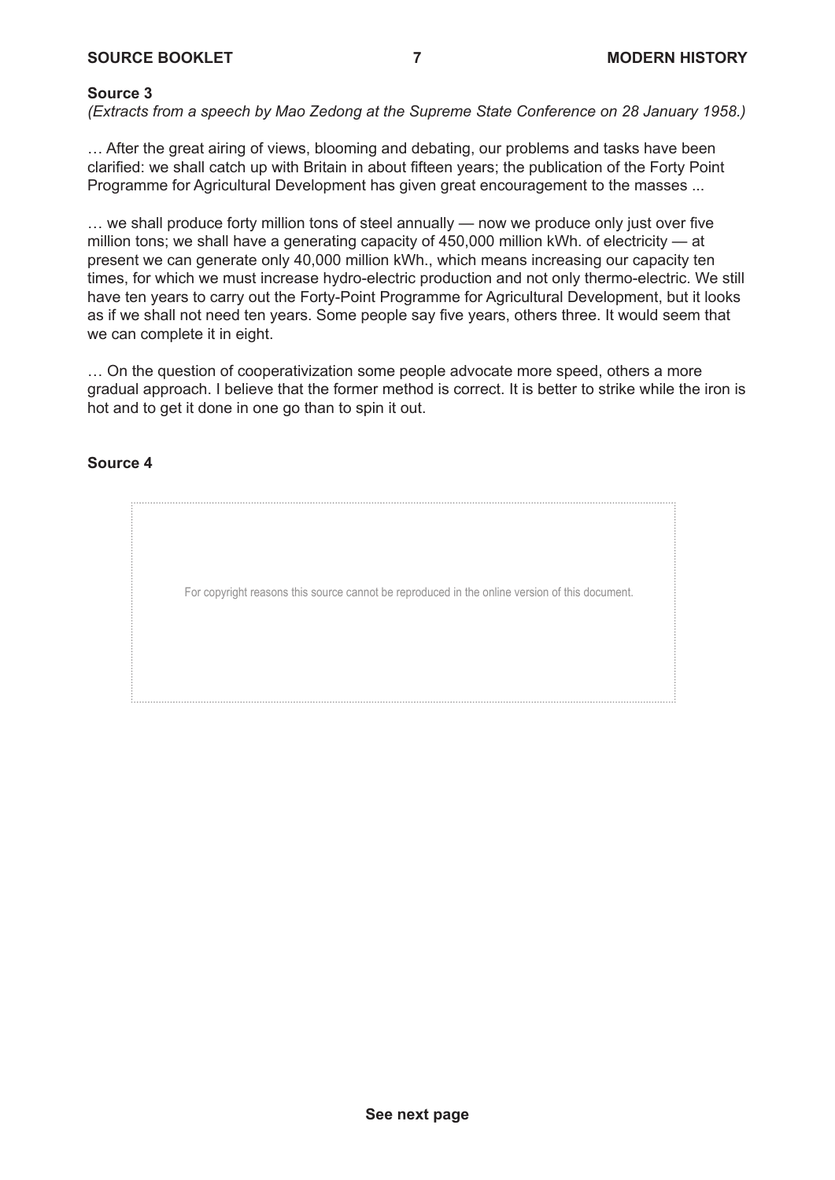**Source 3**

*(Extracts from a speech by Mao Zedong at the Supreme State Conference on 28 January 1958.)*

… After the great airing of views, blooming and debating, our problems and tasks have been clarified: we shall catch up with Britain in about fifteen years; the publication of the Forty Point Programme for Agricultural Development has given great encouragement to the masses ...

… we shall produce forty million tons of steel annually — now we produce only just over five million tons; we shall have a generating capacity of 450,000 million kWh. of electricity — at present we can generate only 40,000 million kWh., which means increasing our capacity ten times, for which we must increase hydro-electric production and not only thermo-electric. We still have ten years to carry out the Forty-Point Programme for Agricultural Development, but it looks as if we shall not need ten years. Some people say five years, others three. It would seem that we can complete it in eight.

… On the question of cooperativization some people advocate more speed, others a more gradual approach. I believe that the former method is correct. It is better to strike while the iron is hot and to get it done in one go than to spin it out.

**Source 4**

For copyright reasons this source cannot be reproduced in the online version of this document.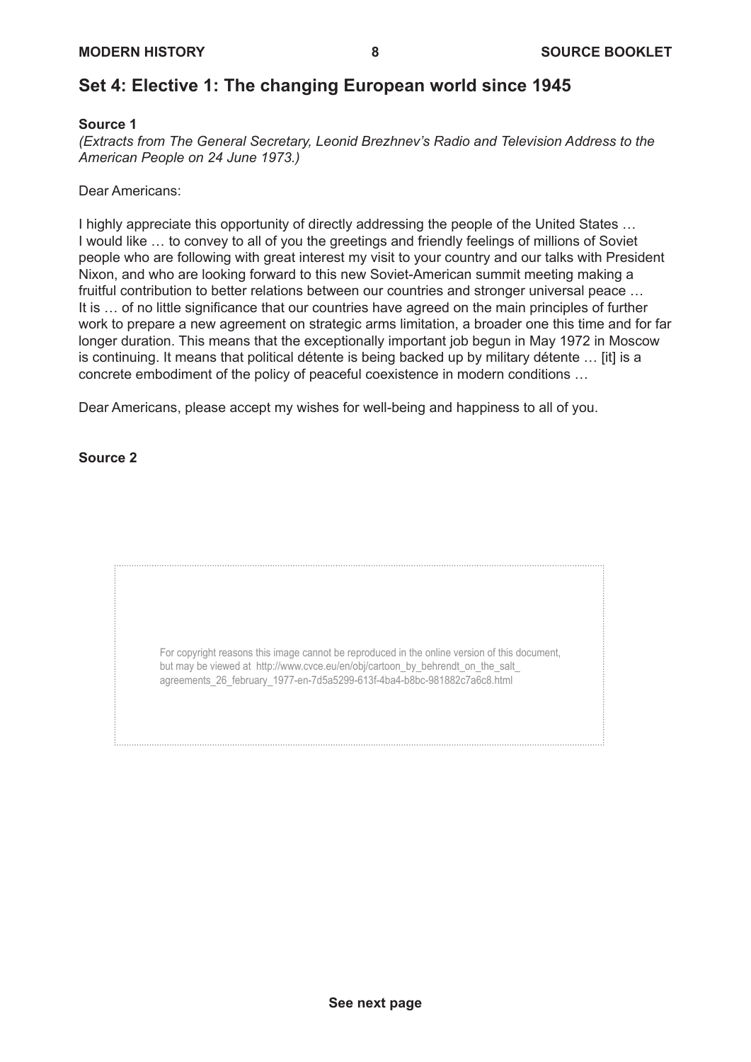## Set 4: Elective 1: The changing European world since 1945

**Source 1**

*(Extracts from The General Secretary, Leonid Brezhnev's Radio and Television Address to the American People on 24 June 1973.)*

Dear Americans:

I highly appreciate this opportunity of directly addressing the people of the United States … I would like … to convey to all of you the greetings and friendly feelings of millions of Soviet people who are following with great interest my visit to your country and our talks with President Nixon, and who are looking forward to this new Soviet-American summit meeting making a fruitful contribution to better relations between our countries and stronger universal peace … It is … of no little significance that our countries have agreed on the main principles of further work to prepare a new agreement on strategic arms limitation, a broader one this time and for far longer duration. This means that the exceptionally important job begun in May 1972 in Moscow is continuing. It means that political détente is being backed up by military détente … [it] is a concrete embodiment of the policy of peaceful coexistence in modern conditions …

Dear Americans, please accept my wishes for well-being and happiness to all of you.

**Source 2**

For copyright reasons this image cannot be reproduced in the online version of this document, but may be viewed at http://www.cvce.eu/en/obj/cartoon_by_behrendt_on_the_salt_agreements_26_february_1977-en-7d5a5299-613f-4ba4-b8bc-981882c7a6c8.html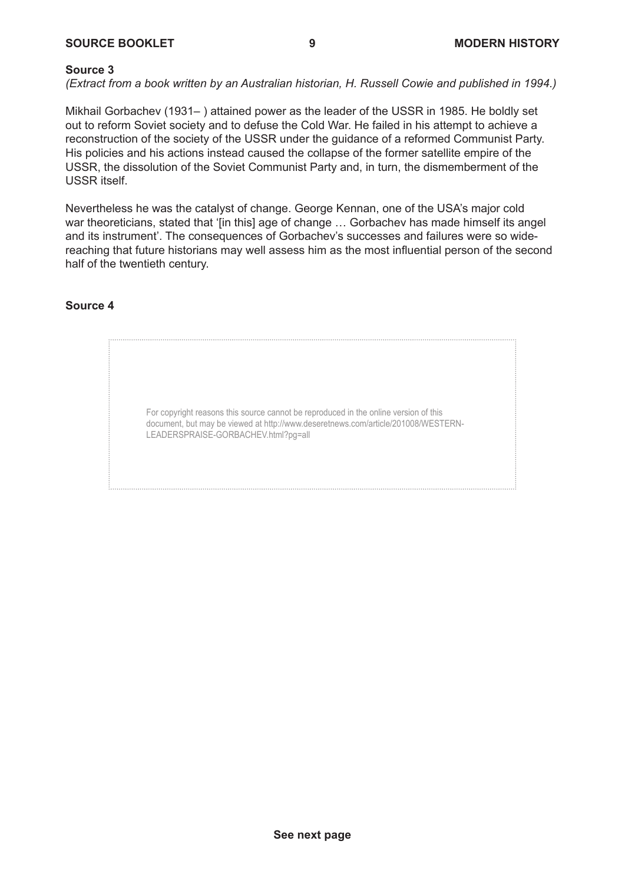**Source 3**

*(Extract from a book written by an Australian historian, H. Russell Cowie and published in 1994.)*

Mikhail Gorbachev (1931– ) attained power as the leader of the USSR in 1985. He boldly set out to reform Soviet society and to defuse the Cold War. He failed in his attempt to achieve a reconstruction of the society of the USSR under the guidance of a reformed Communist Party. His policies and his actions instead caused the collapse of the former satellite empire of the USSR, the dissolution of the Soviet Communist Party and, in turn, the dismemberment of the USSR itself.

Nevertheless he was the catalyst of change. George Kennan, one of the USA's major cold war theoreticians, stated that '[in this] age of change … Gorbachev has made himself its angel and its instrument'. The consequences of Gorbachev's successes and failures were so wide-reaching that future historians may well assess him as the most influential person of the second half of the twentieth century.

**Source 4**

For copyright reasons this source cannot be reproduced in the online version of this document, but may be viewed at http://www.deseretnews.com/article/201008/WESTERN-LEADERSPRAISE-GORBACHEV.html?pg=all

See next page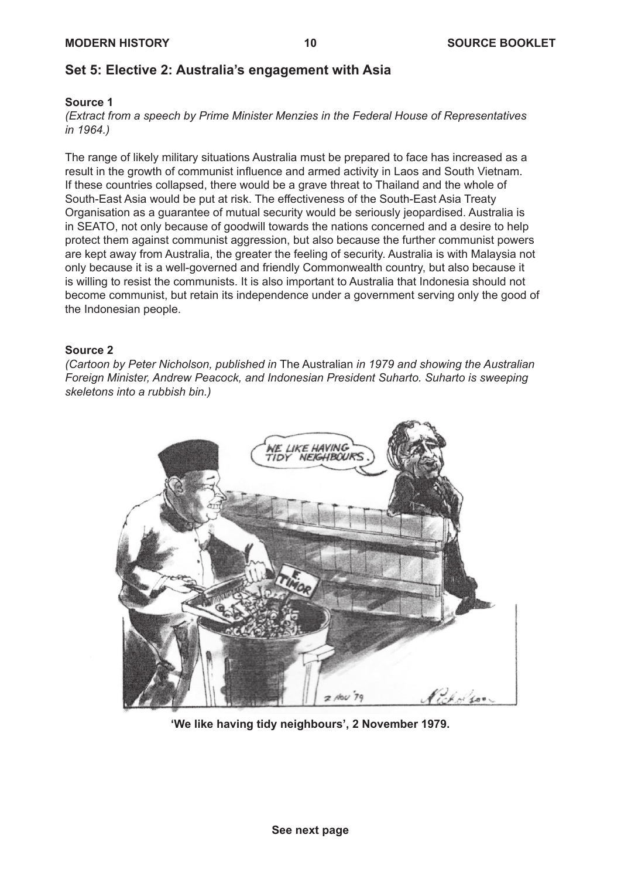## Set 5: Elective 2: Australia's engagement with Asia

**Source 1**

*(Extract from a speech by Prime Minister Menzies in the Federal House of Representatives in 1964.)*

The range of likely military situations Australia must be prepared to face has increased as a result in the growth of communist influence and armed activity in Laos and South Vietnam. If these countries collapsed, there would be a grave threat to Thailand and the whole of South-East Asia would be put at risk. The effectiveness of the South-East Asia Treaty Organisation as a guarantee of mutual security would be seriously jeopardised. Australia is in SEATO, not only because of goodwill towards the nations concerned and a desire to help protect them against communist aggression, but also because the further communist powers are kept away from Australia, the greater the feeling of security. Australia is with Malaysia not only because it is a well-governed and friendly Commonwealth country, but also because it is willing to resist the communists. It is also important to Australia that Indonesia should not become communist, but retain its independence under a government serving only the good of the Indonesian people.

**Source 2**

*(Cartoon by Peter Nicholson, published in* The Australian *in 1979 and showing the Australian Foreign Minister, Andrew Peacock, and Indonesian President Suharto. Suharto is sweeping skeletons into a rubbish bin.)*

**'We like having tidy neighbours', 2 November 1979.**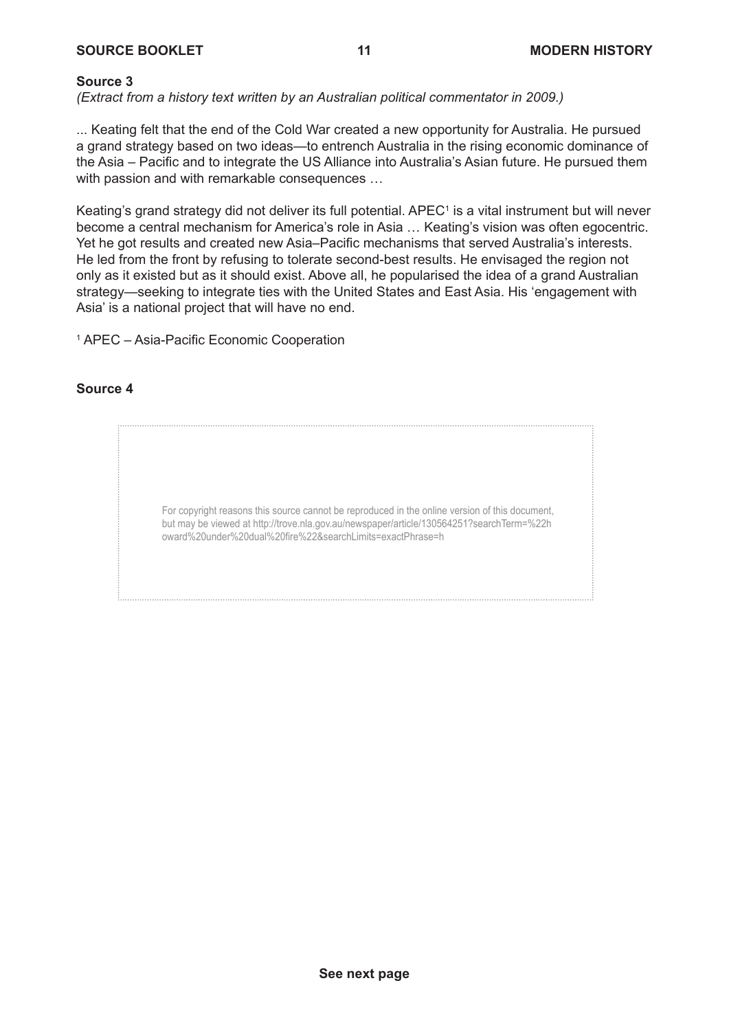**Source 3**

*(Extract from a history text written by an Australian political commentator in 2009.)*

... Keating felt that the end of the Cold War created a new opportunity for Australia. He pursued a grand strategy based on two ideas—to entrench Australia in the rising economic dominance of the Asia – Pacific and to integrate the US Alliance into Australia's Asian future. He pursued them with passion and with remarkable consequences …

Keating's grand strategy did not deliver its full potential. APEC[1] is a vital instrument but will never become a central mechanism for America's role in Asia … Keating's vision was often egocentric. Yet he got results and created new Asia–Pacific mechanisms that served Australia's interests. He led from the front by refusing to tolerate second-best results. He envisaged the region not only as it existed but as it should exist. Above all, he popularised the idea of a grand Australian strategy—seeking to integrate ties with the United States and East Asia. His 'engagement with Asia' is a national project that will have no end.

[1] APEC – Asia-Pacific Economic Cooperation

**Source 4**

For copyright reasons this source cannot be reproduced in the online version of this document, but may be viewed at http://trove.nla.gov.au/newspaper/article/130564251?searchTerm=%22howard%20under%20dual%20fire%22&searchLimits=exactPhrase=h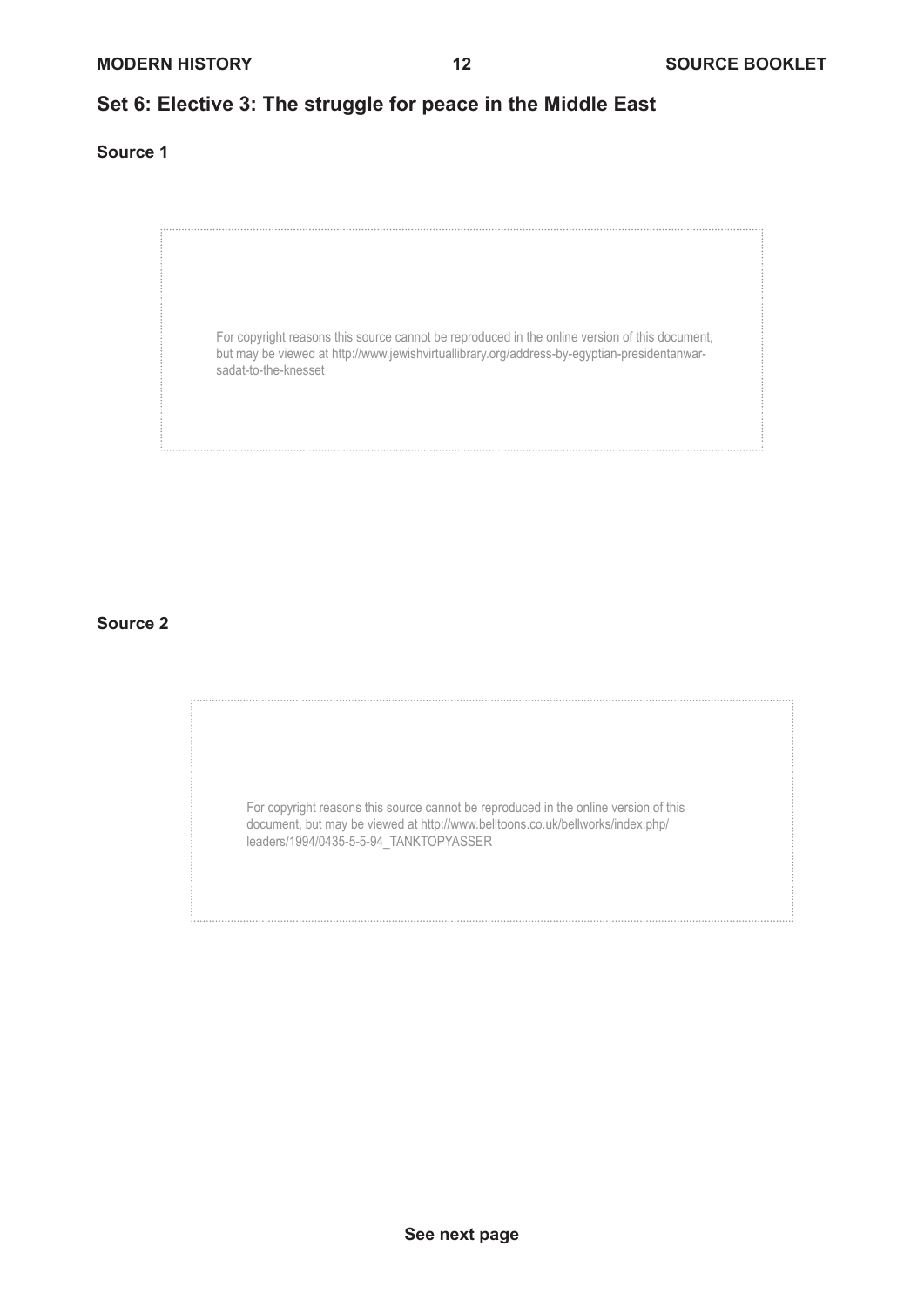## Set 6: Elective 3: The struggle for peace in the Middle East

**Source 1**

For copyright reasons this source cannot be reproduced in the online version of this document, but may be viewed at http://www.jewishvirtuallibrary.org/address-by-egyptian-presidentanwar-sadat-to-the-knesset

**Source 2**

For copyright reasons this source cannot be reproduced in the online version of this document, but may be viewed at http://www.belltoons.co.uk/bellworks/index.php/leaders/1994/0435-5-5-94_TANKTOPYASSER

**See next page**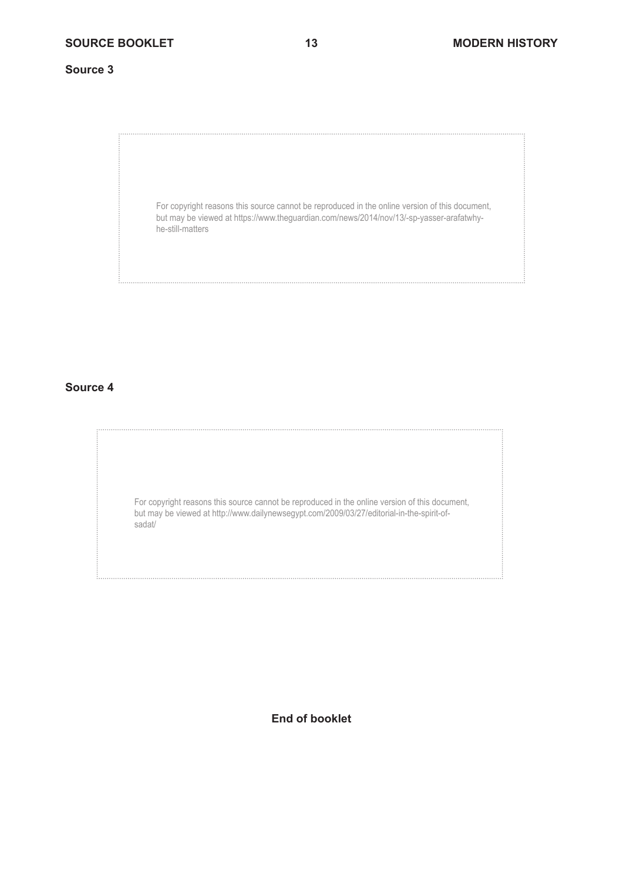**Source 3**

For copyright reasons this source cannot be reproduced in the online version of this document, but may be viewed at https://www.theguardian.com/news/2014/nov/13/-sp-yasser-arafatwhy-he-still-matters

**Source 4**

For copyright reasons this source cannot be reproduced in the online version of this document, but may be viewed at http://www.dailynewsegypt.com/2009/03/27/editorial-in-the-spirit-of-sadat/

**End of booklet**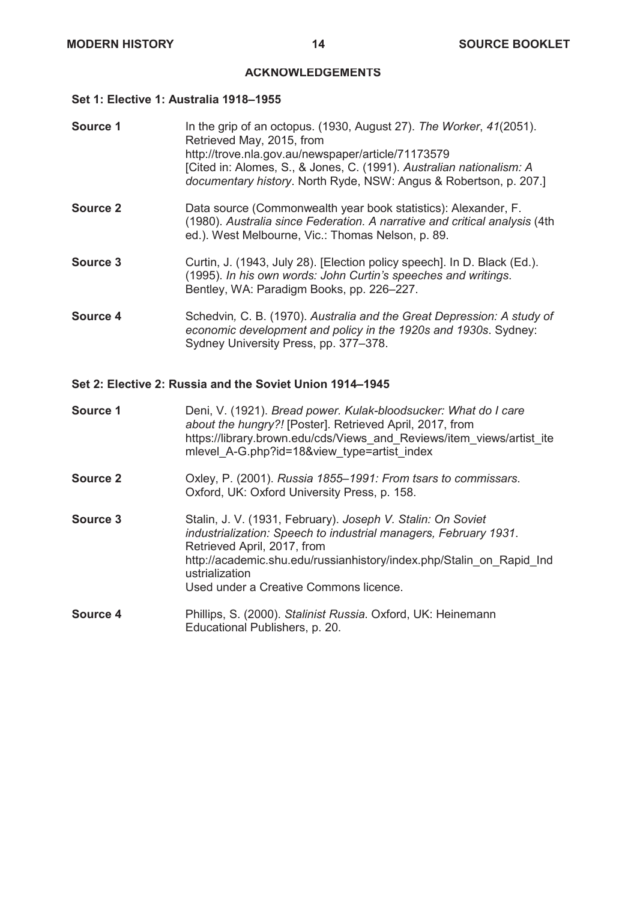## ACKNOWLEDGEMENTS

### Set 1: Elective 1: Australia 1918–1955

**Source 1** In the grip of an octopus. (1930, August 27). *The Worker*, *41*(2051). Retrieved May, 2015, from http://trove.nla.gov.au/newspaper/article/71173579
[Cited in: Alomes, S., & Jones, C. (1991). *Australian nationalism: A documentary history*. North Ryde, NSW: Angus & Robertson, p. 207.]

**Source 2** Data source (Commonwealth year book statistics): Alexander, F. (1980). *Australia since Federation. A narrative and critical analysis* (4th ed.). West Melbourne, Vic.: Thomas Nelson, p. 89.

**Source 3** Curtin, J. (1943, July 28). [Election policy speech]. In D. Black (Ed.). (1995). *In his own words: John Curtin's speeches and writings*. Bentley, WA: Paradigm Books, pp. 226–227.

**Source 4** Schedvin, C. B. (1970). *Australia and the Great Depression: A study of economic development and policy in the 1920s and 1930s*. Sydney: Sydney University Press, pp. 377–378.

### Set 2: Elective 2: Russia and the Soviet Union 1914–1945

**Source 1** Deni, V. (1921). *Bread power. Kulak-bloodsucker: What do I care about the hungry?!* [Poster]. Retrieved April, 2017, from https://library.brown.edu/cds/Views_and_Reviews/item_views/artist_itemlevel_A-G.php?id=18&view_type=artist_index

**Source 2** Oxley, P. (2001). *Russia 1855–1991: From tsars to commissars*. Oxford, UK: Oxford University Press, p. 158.

**Source 3** Stalin, J. V. (1931, February). *Joseph V. Stalin: On Soviet industrialization: Speech to industrial managers, February 1931*. Retrieved April, 2017, from http://academic.shu.edu/russianhistory/index.php/Stalin_on_Rapid_Industrialization
Used under a Creative Commons licence.

**Source 4** Phillips, S. (2000). *Stalinist Russia*. Oxford, UK: Heinemann Educational Publishers, p. 20.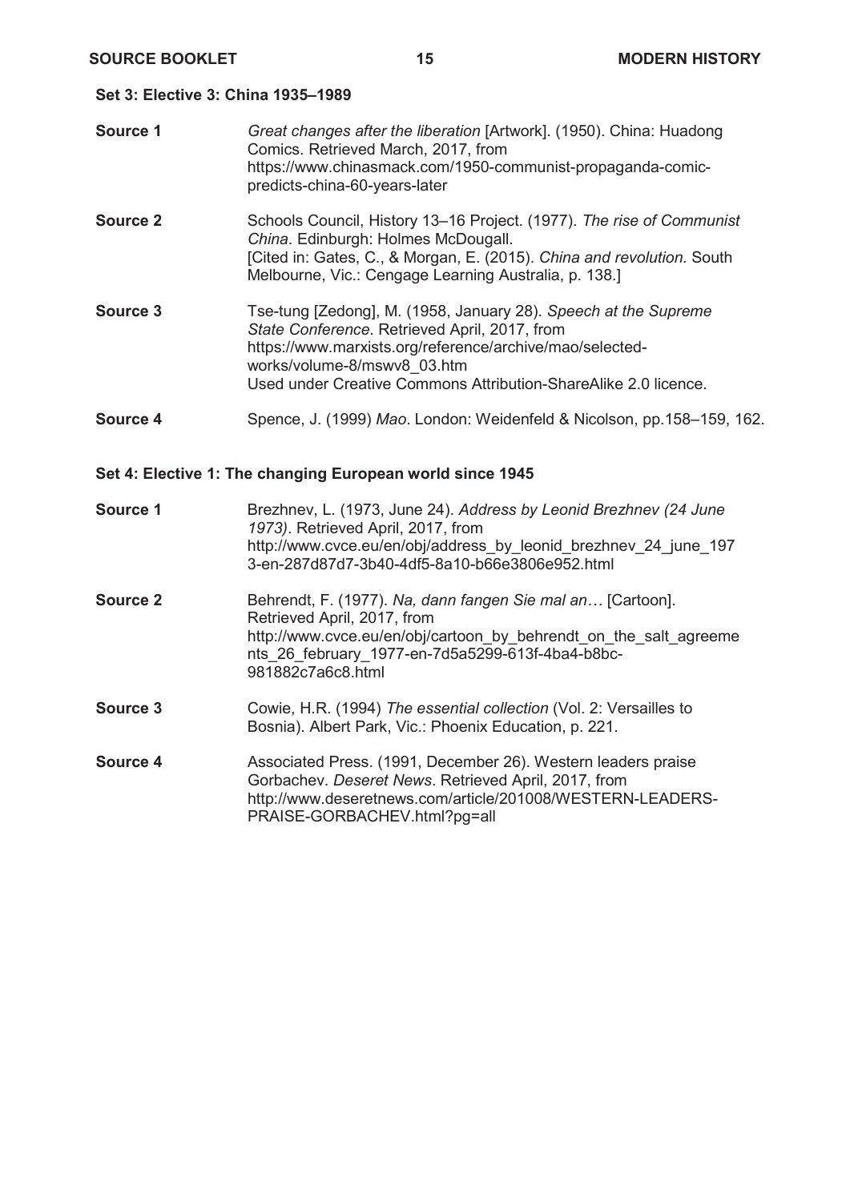### Set 3: Elective 3: China 1935–1989

| | |
|---|---|
| **Source 1** | *Great changes after the liberation* [Artwork]. (1950). China: Huadong Comics. Retrieved March, 2017, from https://www.chinasmack.com/1950-communist-propaganda-comic-predicts-china-60-years-later |
| **Source 2** | Schools Council, History 13–16 Project. (1977). *The rise of Communist China*. Edinburgh: Holmes McDougall. [Cited in: Gates, C., & Morgan, E. (2015). *China and revolution.* South Melbourne, Vic.: Cengage Learning Australia, p. 138.] |
| **Source 3** | Tse-tung [Zedong], M. (1958, January 28). *Speech at the Supreme State Conference*. Retrieved April, 2017, from https://www.marxists.org/reference/archive/mao/selected-works/volume-8/mswv8_03.htm Used under Creative Commons Attribution-ShareAlike 2.0 licence. |
| **Source 4** | Spence, J. (1999) *Mao*. London: Weidenfeld & Nicolson, pp.158–159, 162. |

### Set 4: Elective 1: The changing European world since 1945

| | |
|---|---|
| **Source 1** | Brezhnev, L. (1973, June 24). *Address by Leonid Brezhnev (24 June 1973)*. Retrieved April, 2017, from http://www.cvce.eu/en/obj/address_by_leonid_brezhnev_24_june_1973-en-287d87d7-3b40-4df5-8a10-b66e3806e952.html |
| **Source 2** | Behrendt, F. (1977). *Na, dann fangen Sie mal an…* [Cartoon]. Retrieved April, 2017, from http://www.cvce.eu/en/obj/cartoon_by_behrendt_on_the_salt_agreements_26_february_1977-en-7d5a5299-613f-4ba4-b8bc-981882c7a6c8.html |
| **Source 3** | Cowie, H.R. (1994) *The essential collection* (Vol. 2: Versailles to Bosnia). Albert Park, Vic.: Phoenix Education, p. 221. |
| **Source 4** | Associated Press. (1991, December 26). Western leaders praise Gorbachev. *Deseret News*. Retrieved April, 2017, from http://www.deseretnews.com/article/201008/WESTERN-LEADERS-PRAISE-GORBACHEV.html?pg=all |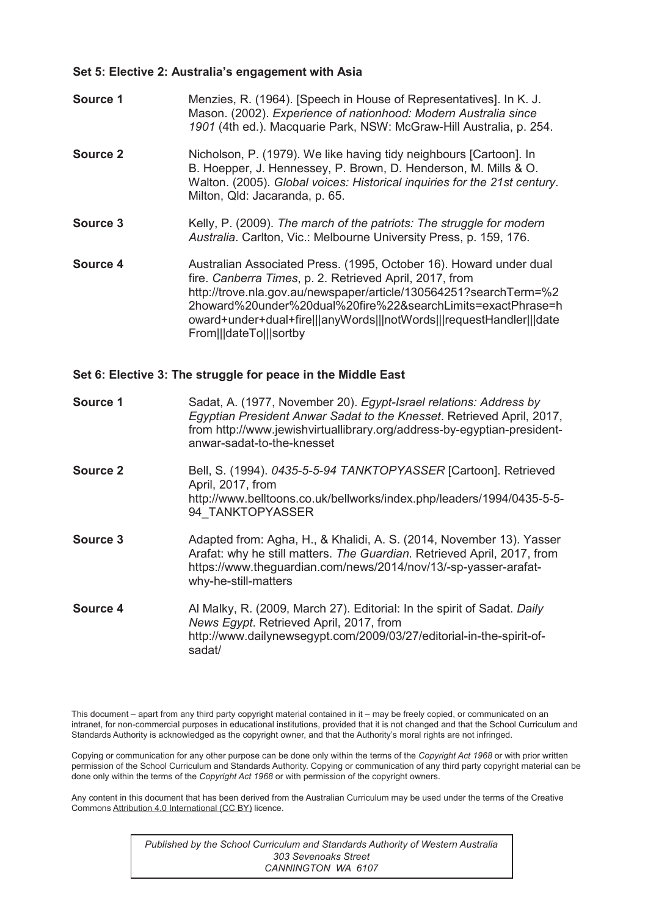### Set 5: Elective 2: Australia's engagement with Asia

**Source 1** Menzies, R. (1964). [Speech in House of Representatives]. In K. J. Mason. (2002). *Experience of nationhood: Modern Australia since 1901* (4th ed.). Macquarie Park, NSW: McGraw-Hill Australia, p. 254.

**Source 2** Nicholson, P. (1979). We like having tidy neighbours [Cartoon]. In B. Hoepper, J. Hennessey, P. Brown, D. Henderson, M. Mills & O. Walton. (2005). *Global voices: Historical inquiries for the 21st century*. Milton, Qld: Jacaranda, p. 65.

**Source 3** Kelly, P. (2009). *The march of the patriots: The struggle for modern Australia*. Carlton, Vic.: Melbourne University Press, p. 159, 176.

**Source 4** Australian Associated Press. (1995, October 16). Howard under dual fire. *Canberra Times*, p. 2. Retrieved April, 2017, from http://trove.nla.gov.au/newspaper/article/130564251?searchTerm=%22howard%20under%20dual%20fire%22&searchLimits=exactPhrase=howard+under+dual+fire|||anyWords|||notWords|||requestHandler|||dateFrom|||dateTo|||sortby

### Set 6: Elective 3: The struggle for peace in the Middle East

**Source 1** Sadat, A. (1977, November 20). *Egypt-Israel relations: Address by Egyptian President Anwar Sadat to the Knesset*. Retrieved April, 2017, from http://www.jewishvirtuallibrary.org/address-by-egyptian-president-anwar-sadat-to-the-knesset

**Source 2** Bell, S. (1994). *0435-5-5-94 TANKTOPYASSER* [Cartoon]. Retrieved April, 2017, from http://www.belltoons.co.uk/bellworks/index.php/leaders/1994/0435-5-5-94_TANKTOPYASSER

**Source 3** Adapted from: Agha, H., & Khalidi, A. S. (2014, November 13). Yasser Arafat: why he still matters. *The Guardian*. Retrieved April, 2017, from https://www.theguardian.com/news/2014/nov/13/-sp-yasser-arafat-why-he-still-matters

**Source 4** Al Malky, R. (2009, March 27). Editorial: In the spirit of Sadat. *Daily News Egypt*. Retrieved April, 2017, from http://www.dailynewsegypt.com/2009/03/27/editorial-in-the-spirit-of-sadat/

This document – apart from any third party copyright material contained in it – may be freely copied, or communicated on an intranet, for non-commercial purposes in educational institutions, provided that it is not changed and that the School Curriculum and Standards Authority is acknowledged as the copyright owner, and that the Authority's moral rights are not infringed.

Copying or communication for any other purpose can be done only within the terms of the *Copyright Act 1968* or with prior written permission of the School Curriculum and Standards Authority. Copying or communication of any third party copyright material can be done only within the terms of the *Copyright Act 1968* or with permission of the copyright owners.

Any content in this document that has been derived from the Australian Curriculum may be used under the terms of the Creative Commons Attribution 4.0 International (CC BY) licence.

*Published by the School Curriculum and Standards Authority of Western Australia*
*303 Sevenoaks Street*
*CANNINGTON WA 6107*